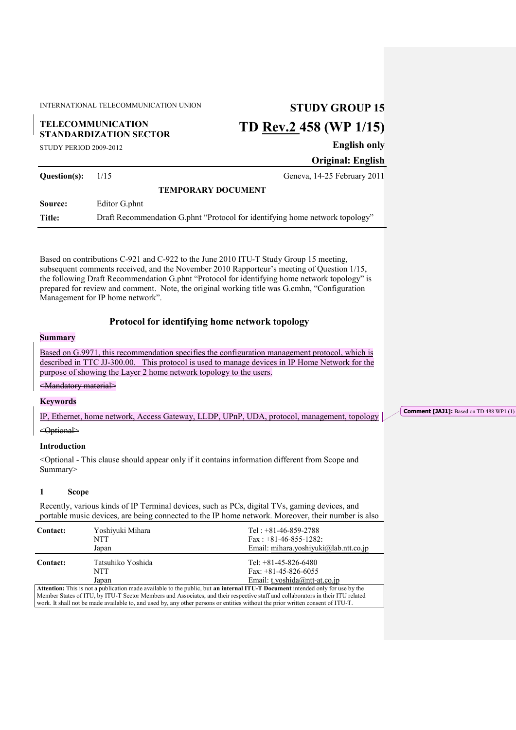INTERNATIONAL TELECOMMUNICATION UNION

**TELECOMMUNICATION STANDARDIZATION SECTOR**

STUDY PERIOD 2009-2012

**STUDY GROUP 15**

**TD Rev.2 458 (WP 1/15)**

**English only**

**Original: English**

| | | |
|---|---|---|
| **Question(s):** | 1/15 | Geneva, 14-25 February 2011 |
| | **TEMPORARY DOCUMENT** | |
| **Source:** | Editor G.phnt | |
| **Title:** | Draft Recommendation G.phnt "Protocol for identifying home network topology" | |

Based on contributions C-921 and C-922 to the June 2010 ITU-T Study Group 15 meeting, subsequent comments received, and the November 2010 Rapporteur's meeting of Question 1/15, the following Draft Recommendation G.phnt "Protocol for identifying home network topology" is prepared for review and comment. Note, the original working title was G.cmhn, "Configuration Management for IP home network".

## Protocol for identifying home network topology

**Summary**

Based on G.9971, this recommendation specifies the configuration management protocol, which is described in TTC JJ-300.00. This protocol is used to manage devices in IP Home Network for the purpose of showing the Layer 2 home network topology to the users.

~~<Mandatory material>~~

**Keywords**

IP, Ethernet, home network, Access Gateway, LLDP, UPnP, UDA, protocol, management, topology

~~<Optional>~~

Comment [JAJ1]: Based on TD 488 WP1 (1)

**Introduction**

<Optional - This clause should appear only if it contains information different from Scope and Summary>

### 1 Scope

Recently, various kinds of IP Terminal devices, such as PCs, digital TVs, gaming devices, and portable music devices, are being connected to the IP home network. Moreover, their number is also

| | | |
|---|---|---|
| **Contact:** | Yoshiyuki Mihara<br>NTT<br>Japan | Tel : +81-46-859-2788<br>Fax : +81-46-855-1282:<br>Email: mihara.yoshiyuki@lab.ntt.co.jp |
| **Contact:** | Tatsuhiko Yoshida<br>NTT<br>Japan | Tel: +81-45-826-6480<br>Fax: +81-45-826-6055<br>Email: t.yoshida@ntt-at.co.jp |

**Attention:** This is not a publication made available to the public, but **an internal ITU-T Document** intended only for use by the Member States of ITU, by ITU-T Sector Members and Associates, and their respective staff and collaborators in their ITU related work. It shall not be made available to, and used by, any other persons or entities without the prior written consent of ITU-T.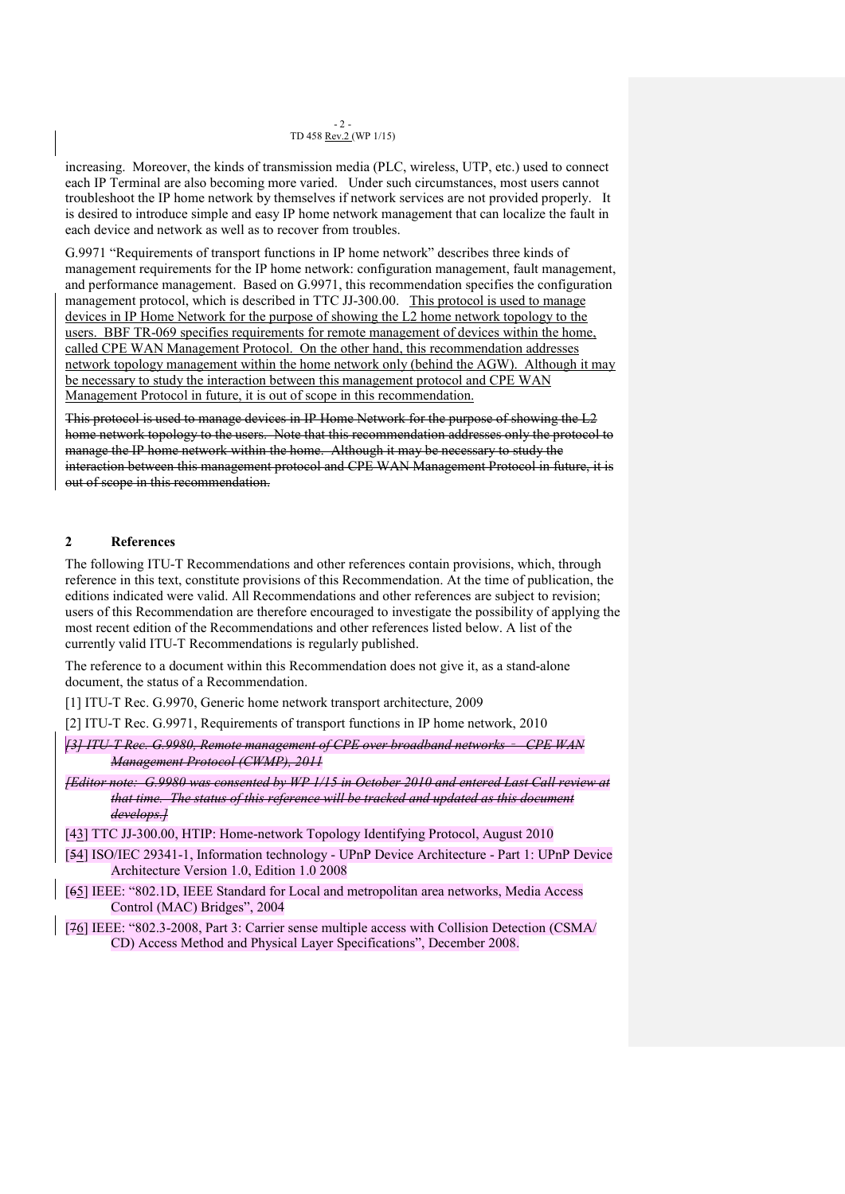increasing. Moreover, the kinds of transmission media (PLC, wireless, UTP, etc.) used to connect each IP Terminal are also becoming more varied. Under such circumstances, most users cannot troubleshoot the IP home network by themselves if network services are not provided properly. It is desired to introduce simple and easy IP home network management that can localize the fault in each device and network as well as to recover from troubles.

G.9971 "Requirements of transport functions in IP home network" describes three kinds of management requirements for the IP home network: configuration management, fault management, and performance management. Based on G.9971, this recommendation specifies the configuration management protocol, which is described in TTC JJ-300.00. This protocol is used to manage devices in IP Home Network for the purpose of showing the L2 home network topology to the users. BBF TR-069 specifies requirements for remote management of devices within the home, called CPE WAN Management Protocol. On the other hand, this recommendation addresses network topology management within the home network only (behind the AGW). Although it may be necessary to study the interaction between this management protocol and CPE WAN Management Protocol in future, it is out of scope in this recommendation.

~~This protocol is used to manage devices in IP Home Network for the purpose of showing the L2 home network topology to the users. Note that this recommendation addresses only the protocol to manage the IP home network within the home. Although it may be necessary to study the interaction between this management protocol and CPE WAN Management Protocol in future, it is out of scope in this recommendation.~~

## 2 References

The following ITU-T Recommendations and other references contain provisions, which, through reference in this text, constitute provisions of this Recommendation. At the time of publication, the editions indicated were valid. All Recommendations and other references are subject to revision; users of this Recommendation are therefore encouraged to investigate the possibility of applying the most recent edition of the Recommendations and other references listed below. A list of the currently valid ITU-T Recommendations is regularly published.

The reference to a document within this Recommendation does not give it, as a stand-alone document, the status of a Recommendation.

[1] ITU-T Rec. G.9970, Generic home network transport architecture, 2009

[2] ITU-T Rec. G.9971, Requirements of transport functions in IP home network, 2010

~~*[3] ITU-T Rec. G.9980, Remote management of CPE over broadband networks – CPE WAN Management Protocol (CWMP), 2011*~~

~~*[Editor note: G.9980 was consented by WP 1/15 in October 2010 and entered Last Call review at that time. The status of this reference will be tracked and updated as this document develops.]*~~

[~~4~~3] TTC JJ-300.00, HTIP: Home-network Topology Identifying Protocol, August 2010

[~~5~~4] ISO/IEC 29341-1, Information technology - UPnP Device Architecture - Part 1: UPnP Device Architecture Version 1.0, Edition 1.0 2008

[~~6~~5] IEEE: "802.1D, IEEE Standard for Local and metropolitan area networks, Media Access Control (MAC) Bridges", 2004

[~~7~~6] IEEE: "802.3-2008, Part 3: Carrier sense multiple access with Collision Detection (CSMA/CD) Access Method and Physical Layer Specifications", December 2008.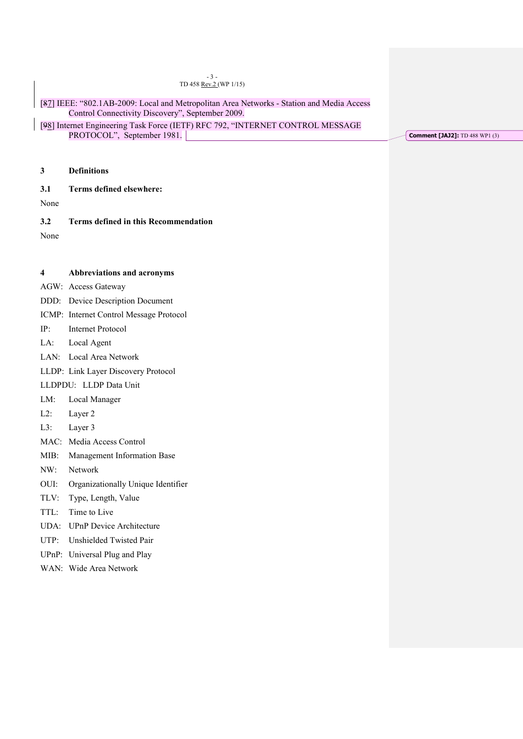[7] IEEE: “802.1AB-2009: Local and Metropolitan Area Networks - Station and Media Access Control Connectivity Discovery”, September 2009.

[8] Internet Engineering Task Force (IETF) RFC 792, “INTERNET CONTROL MESSAGE PROTOCOL”, September 1981.

**Comment [JAJ2]:** TD 488 WP1 (3)

## 3 Definitions

### 3.1 Terms defined elsewhere:

None

### 3.2 Terms defined in this Recommendation

None

## 4 Abbreviations and acronyms

AGW: Access Gateway

DDD: Device Description Document

ICMP: Internet Control Message Protocol

IP: Internet Protocol

LA: Local Agent

LAN: Local Area Network

LLDP: Link Layer Discovery Protocol

LLDPDU: LLDP Data Unit

LM: Local Manager

L2: Layer 2

L3: Layer 3

MAC: Media Access Control

MIB: Management Information Base

NW: Network

OUI: Organizationally Unique Identifier

TLV: Type, Length, Value

TTL: Time to Live

UDA: UPnP Device Architecture

UTP: Unshielded Twisted Pair

UPnP: Universal Plug and Play

WAN: Wide Area Network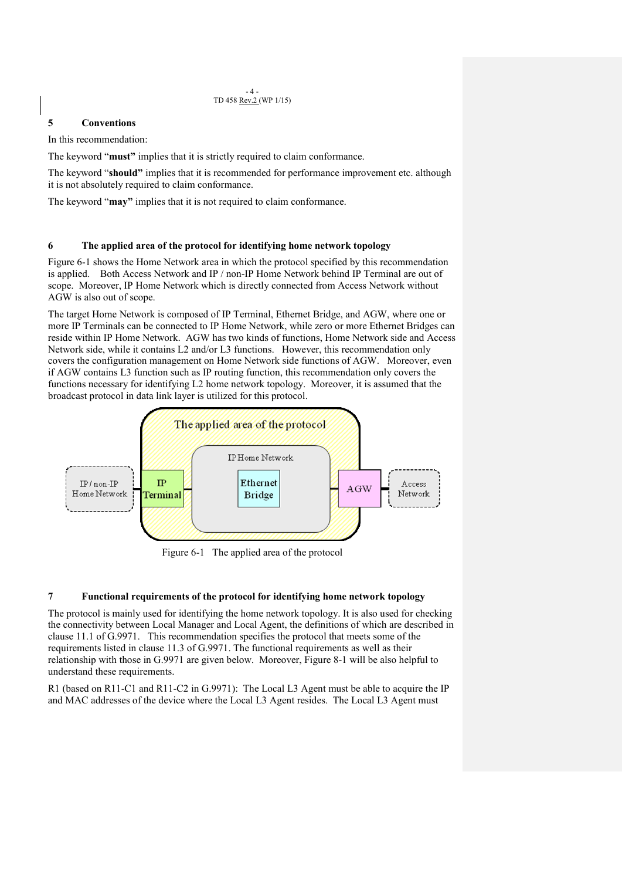## 5 Conventions

In this recommendation:

The keyword "**must**" implies that it is strictly required to claim conformance.

The keyword "**should**" implies that it is recommended for performance improvement etc. although it is not absolutely required to claim conformance.

The keyword "**may**" implies that it is not required to claim conformance.

## 6 The applied area of the protocol for identifying home network topology

Figure 6-1 shows the Home Network area in which the protocol specified by this recommendation is applied. Both Access Network and IP / non-IP Home Network behind IP Terminal are out of scope. Moreover, IP Home Network which is directly connected from Access Network without AGW is also out of scope.

The target Home Network is composed of IP Terminal, Ethernet Bridge, and AGW, where one or more IP Terminals can be connected to IP Home Network, while zero or more Ethernet Bridges can reside within IP Home Network. AGW has two kinds of functions, Home Network side and Access Network side, while it contains L2 and/or L3 functions. However, this recommendation only covers the configuration management on Home Network side functions of AGW. Moreover, even if AGW contains L3 function such as IP routing function, this recommendation only covers the functions necessary for identifying L2 home network topology. Moreover, it is assumed that the broadcast protocol in data link layer is utilized for this protocol.

Figure 6-1 The applied area of the protocol

## 7 Functional requirements of the protocol for identifying home network topology

The protocol is mainly used for identifying the home network topology. It is also used for checking the connectivity between Local Manager and Local Agent, the definitions of which are described in clause 11.1 of G.9971. This recommendation specifies the protocol that meets some of the requirements listed in clause 11.3 of G.9971. The functional requirements as well as their relationship with those in G.9971 are given below. Moreover, Figure 8-1 will be also helpful to understand these requirements.

R1 (based on R11-C1 and R11-C2 in G.9971): The Local L3 Agent must be able to acquire the IP and MAC addresses of the device where the Local L3 Agent resides. The Local L3 Agent must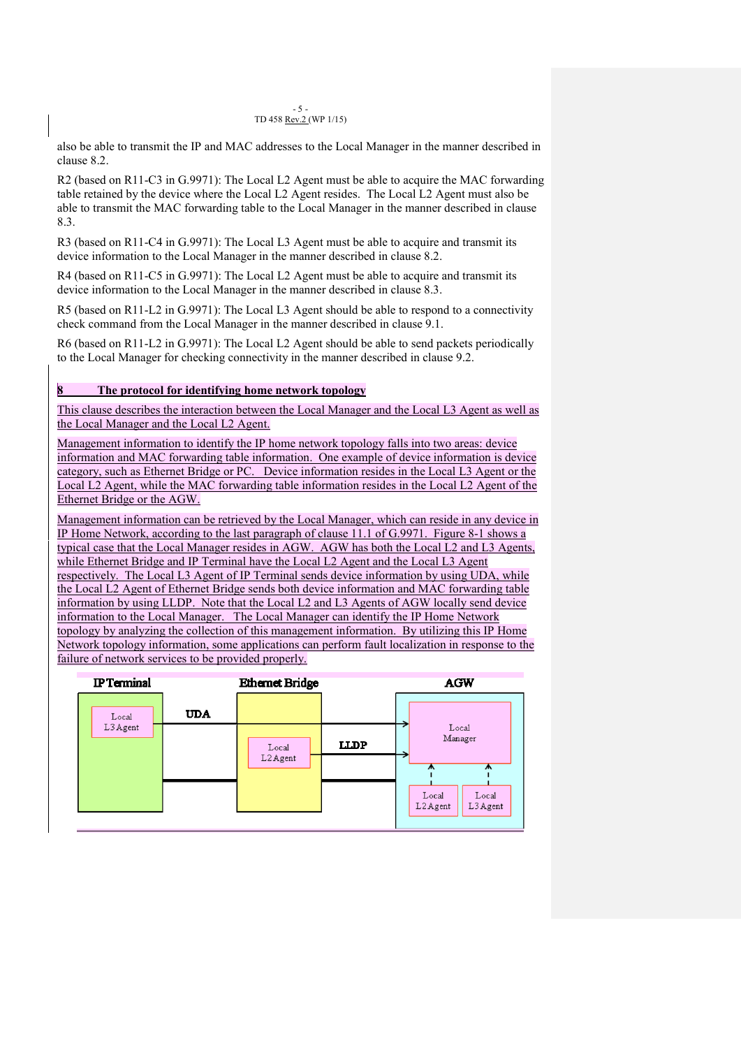also be able to transmit the IP and MAC addresses to the Local Manager in the manner described in clause 8.2.

R2 (based on R11-C3 in G.9971): The Local L2 Agent must be able to acquire the MAC forwarding table retained by the device where the Local L2 Agent resides. The Local L2 Agent must also be able to transmit the MAC forwarding table to the Local Manager in the manner described in clause 8.3.

R3 (based on R11-C4 in G.9971): The Local L3 Agent must be able to acquire and transmit its device information to the Local Manager in the manner described in clause 8.2.

R4 (based on R11-C5 in G.9971): The Local L2 Agent must be able to acquire and transmit its device information to the Local Manager in the manner described in clause 8.3.

R5 (based on R11-L2 in G.9971): The Local L3 Agent should be able to respond to a connectivity check command from the Local Manager in the manner described in clause 9.1.

R6 (based on R11-L2 in G.9971): The Local L2 Agent should be able to send packets periodically to the Local Manager for checking connectivity in the manner described in clause 9.2.

# 8 The protocol for identifying home network topology

This clause describes the interaction between the Local Manager and the Local L3 Agent as well as the Local Manager and the Local L2 Agent.

Management information to identify the IP home network topology falls into two areas: device information and MAC forwarding table information. One example of device information is device category, such as Ethernet Bridge or PC. Device information resides in the Local L3 Agent or the Local L2 Agent, while the MAC forwarding table information resides in the Local L2 Agent of the Ethernet Bridge or the AGW.

Management information can be retrieved by the Local Manager, which can reside in any device in IP Home Network, according to the last paragraph of clause 11.1 of G.9971. Figure 8-1 shows a typical case that the Local Manager resides in AGW. AGW has both the Local L2 and L3 Agents, while Ethernet Bridge and IP Terminal have the Local L2 Agent and the Local L3 Agent respectively. The Local L3 Agent of IP Terminal sends device information by using UDA, while the Local L2 Agent of Ethernet Bridge sends both device information and MAC forwarding table information by using LLDP. Note that the Local L2 and L3 Agents of AGW locally send device information to the Local Manager. The Local Manager can identify the IP Home Network topology by analyzing the collection of this management information. By utilizing this IP Home Network topology information, some applications can perform fault localization in response to the failure of network services to be provided properly.

IP Terminal | Ethernet Bridge | AGW

Local L3 Agent — UDA → Local Manager

Local L2 Agent — LLDP → Local Manager

Local L2 Agent, Local L3 Agent (AGW) → Local Manager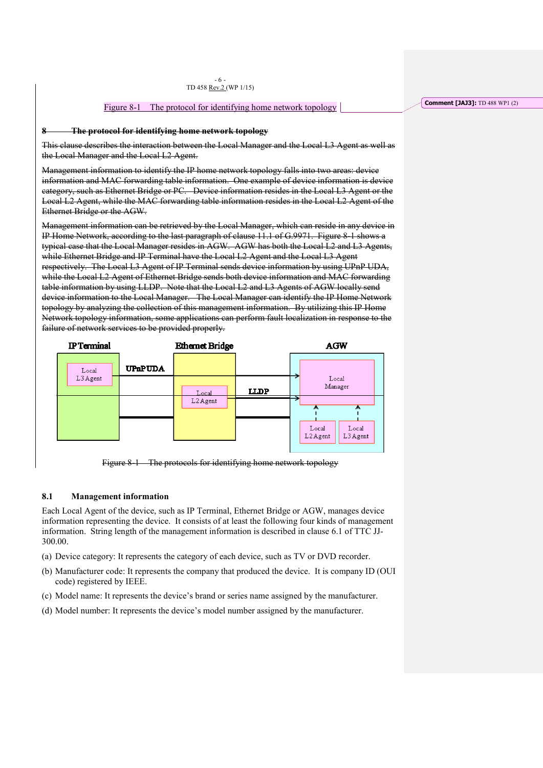Figure 8-1 The protocol for identifying home network topology

Comment [JAJ3]: TD 488 WP1 (2)

## ~~8 The protocol for identifying home network topology~~

~~This clause describes the interaction between the Local Manager and the Local L3 Agent as well as the Local Manager and the Local L2 Agent.~~

~~Management information to identify the IP home network topology falls into two areas: device information and MAC forwarding table information. One example of device information is device category, such as Ethernet Bridge or PC. Device information resides in the Local L3 Agent or the Local L2 Agent, while the MAC forwarding table information resides in the Local L2 Agent of the Ethernet Bridge or the AGW.~~

~~Management information can be retrieved by the Local Manager, which can reside in any device in IP Home Network, according to the last paragraph of clause 11.1 of G.9971. Figure 8-1 shows a typical case that the Local Manager resides in AGW. AGW has both the Local L2 and L3 Agents, while Ethernet Bridge and IP Terminal have the Local L2 Agent and the Local L3 Agent respectively. The Local L3 Agent of IP Terminal sends device information by using UPnP UDA, while the Local L2 Agent of Ethernet Bridge sends both device information and MAC forwarding table information by using LLDP. Note that the Local L2 and L3 Agents of AGW locally send device information to the Local Manager. The Local Manager can identify the IP Home Network topology by analyzing the collection of this management information. By utilizing this IP Home Network topology information, some applications can perform fault localization in response to the failure of network services to be provided properly.~~

IP Terminal | Ethernet Bridge | AGW

Local L3 Agent — UPnP UDA → Local Manager

Local L2 Agent — LLDP → Local Manager

Local L2 Agent, Local L3 Agent (AGW)

~~Figure 8-1 The protocols for identifying home network topology~~

### 8.1 Management information

Each Local Agent of the device, such as IP Terminal, Ethernet Bridge or AGW, manages device information representing the device. It consists of at least the following four kinds of management information. String length of the management information is described in clause 6.1 of TTC JJ-300.00.

(a) Device category: It represents the category of each device, such as TV or DVD recorder.

(b) Manufacturer code: It represents the company that produced the device. It is company ID (OUI code) registered by IEEE.

(c) Model name: It represents the device's brand or series name assigned by the manufacturer.

(d) Model number: It represents the device's model number assigned by the manufacturer.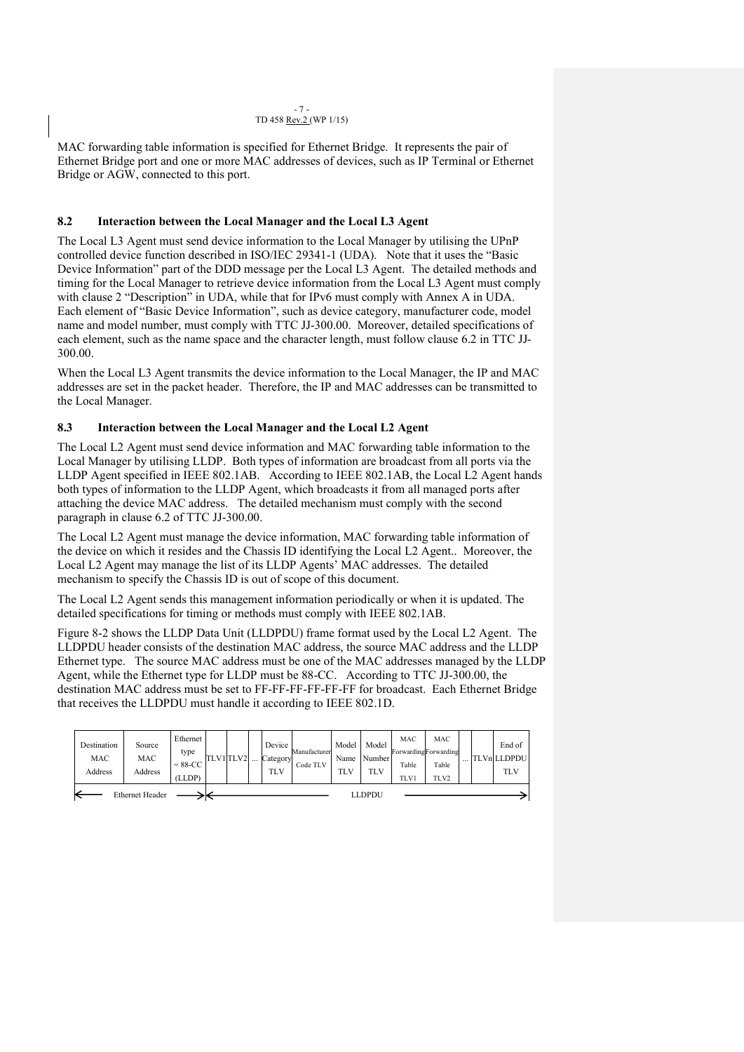MAC forwarding table information is specified for Ethernet Bridge. It represents the pair of Ethernet Bridge port and one or more MAC addresses of devices, such as IP Terminal or Ethernet Bridge or AGW, connected to this port.

### 8.2 Interaction between the Local Manager and the Local L3 Agent

The Local L3 Agent must send device information to the Local Manager by utilising the UPnP controlled device function described in ISO/IEC 29341-1 (UDA). Note that it uses the "Basic Device Information" part of the DDD message per the Local L3 Agent. The detailed methods and timing for the Local Manager to retrieve device information from the Local L3 Agent must comply with clause 2 "Description" in UDA, while that for IPv6 must comply with Annex A in UDA. Each element of "Basic Device Information", such as device category, manufacturer code, model name and model number, must comply with TTC JJ-300.00. Moreover, detailed specifications of each element, such as the name space and the character length, must follow clause 6.2 in TTC JJ-300.00.

When the Local L3 Agent transmits the device information to the Local Manager, the IP and MAC addresses are set in the packet header. Therefore, the IP and MAC addresses can be transmitted to the Local Manager.

### 8.3 Interaction between the Local Manager and the Local L2 Agent

The Local L2 Agent must send device information and MAC forwarding table information to the Local Manager by utilising LLDP. Both types of information are broadcast from all ports via the LLDP Agent specified in IEEE 802.1AB. According to IEEE 802.1AB, the Local L2 Agent hands both types of information to the LLDP Agent, which broadcasts it from all managed ports after attaching the device MAC address. The detailed mechanism must comply with the second paragraph in clause 6.2 of TTC JJ-300.00.

The Local L2 Agent must manage the device information, MAC forwarding table information of the device on which it resides and the Chassis ID identifying the Local L2 Agent.. Moreover, the Local L2 Agent may manage the list of its LLDP Agents' MAC addresses. The detailed mechanism to specify the Chassis ID is out of scope of this document.

The Local L2 Agent sends this management information periodically or when it is updated. The detailed specifications for timing or methods must comply with IEEE 802.1AB.

Figure 8-2 shows the LLDP Data Unit (LLDPDU) frame format used by the Local L2 Agent. The LLDPDU header consists of the destination MAC address, the source MAC address and the LLDP Ethernet type. The source MAC address must be one of the MAC addresses managed by the LLDP Agent, while the Ethernet type for LLDP must be 88-CC. According to TTC JJ-300.00, the destination MAC address must be set to FF-FF-FF-FF-FF-FF for broadcast. Each Ethernet Bridge that receives the LLDPDU must handle it according to IEEE 802.1D.

| Destination MAC Address | Source MAC Address | Ethernet type = 88-CC (LLDP) | TLV1 | TLV2 | ... | Device Category TLV | Manufacturer Code TLV | Model Name TLV | Model Number TLV | MAC Forwarding Table TLV1 | MAC Forwarding Table TLV2 | ... | TLVn | End of LLDPDU TLV |
|---|---|---|---|---|---|---|---|---|---|---|---|---|---|---|
| ← Ethernet Header → | | | ← LLDPDU → | | | | | | | | | | | |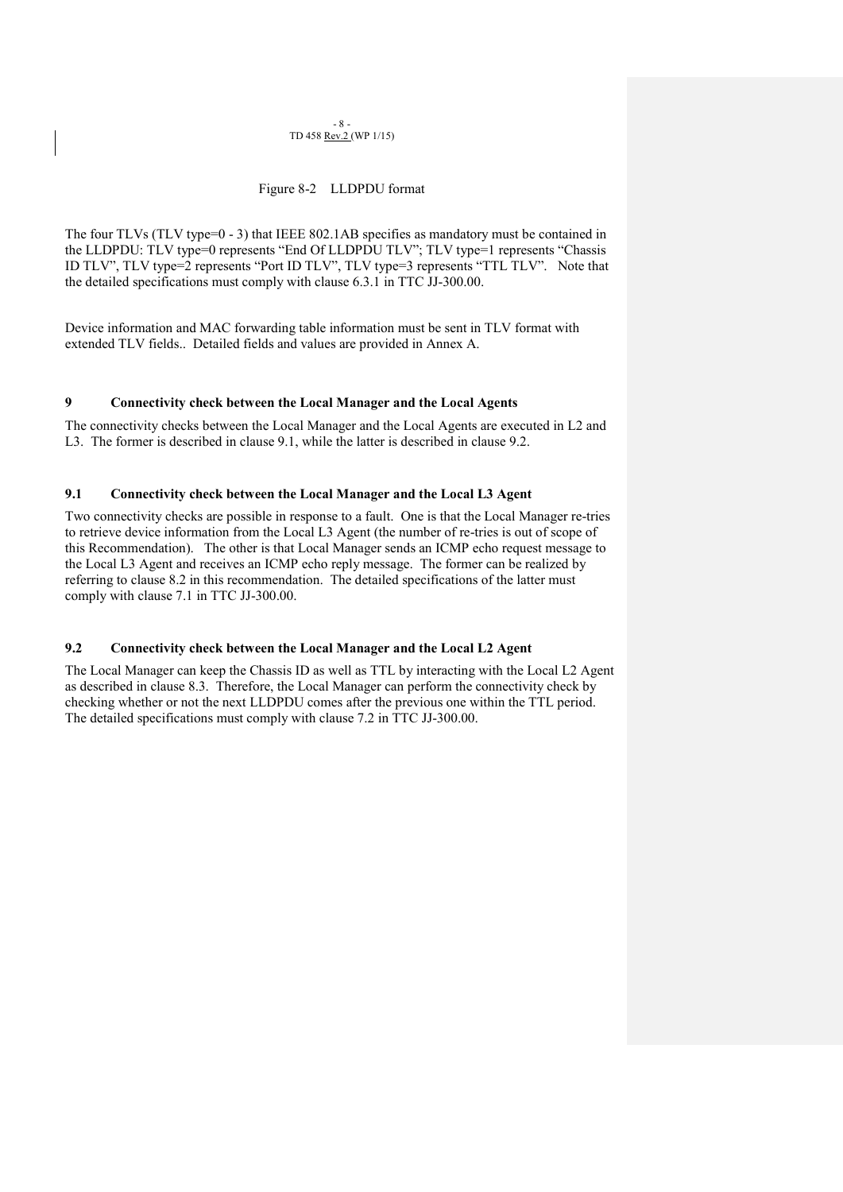Figure 8-2 LLDPDU format

The four TLVs (TLV type=0 - 3) that IEEE 802.1AB specifies as mandatory must be contained in the LLDPDU: TLV type=0 represents “End Of LLDPDU TLV”; TLV type=1 represents “Chassis ID TLV”, TLV type=2 represents “Port ID TLV”, TLV type=3 represents “TTL TLV”. Note that the detailed specifications must comply with clause 6.3.1 in TTC JJ-300.00.

Device information and MAC forwarding table information must be sent in TLV format with extended TLV fields.. Detailed fields and values are provided in Annex A.

## 9 Connectivity check between the Local Manager and the Local Agents

The connectivity checks between the Local Manager and the Local Agents are executed in L2 and L3. The former is described in clause 9.1, while the latter is described in clause 9.2.

### 9.1 Connectivity check between the Local Manager and the Local L3 Agent

Two connectivity checks are possible in response to a fault. One is that the Local Manager re-tries to retrieve device information from the Local L3 Agent (the number of re-tries is out of scope of this Recommendation). The other is that Local Manager sends an ICMP echo request message to the Local L3 Agent and receives an ICMP echo reply message. The former can be realized by referring to clause 8.2 in this recommendation. The detailed specifications of the latter must comply with clause 7.1 in TTC JJ-300.00.

### 9.2 Connectivity check between the Local Manager and the Local L2 Agent

The Local Manager can keep the Chassis ID as well as TTL by interacting with the Local L2 Agent as described in clause 8.3. Therefore, the Local Manager can perform the connectivity check by checking whether or not the next LLDPDU comes after the previous one within the TTL period. The detailed specifications must comply with clause 7.2 in TTC JJ-300.00.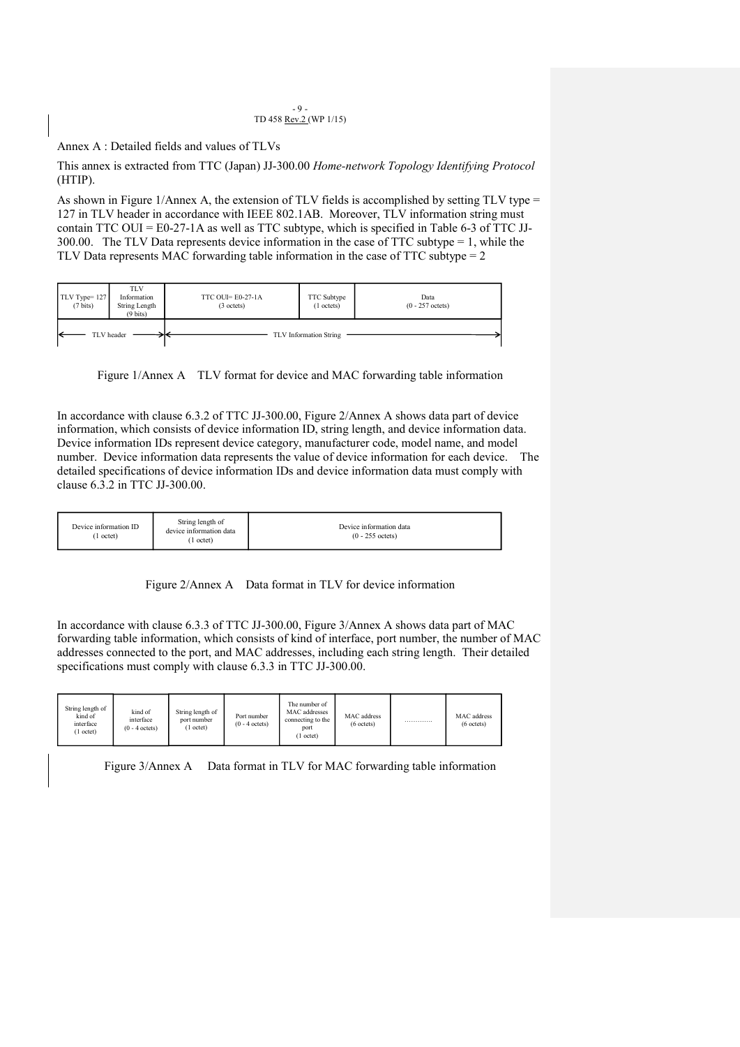Annex A : Detailed fields and values of TLVs

This annex is extracted from TTC (Japan) JJ-300.00 *Home-network Topology Identifying Protocol* (HTIP).

As shown in Figure 1/Annex A, the extension of TLV fields is accomplished by setting TLV type = 127 in TLV header in accordance with IEEE 802.1AB. Moreover, TLV information string must contain TTC OUI = E0-27-1A as well as TTC subtype, which is specified in Table 6-3 of TTC JJ-300.00. The TLV Data represents device information in the case of TTC subtype = 1, while the TLV Data represents MAC forwarding table information in the case of TTC subtype = 2

| TLV Type= 127 (7 bits) | TLV Information String Length (9 bits) | TTC OUI= E0-27-1A (3 octets) | TTC Subtype (1 octets) | Data (0 - 257 octets) |
|---|---|---|---|---|
| TLV header | | TLV Information String | | |

Figure 1/Annex A TLV format for device and MAC forwarding table information

In accordance with clause 6.3.2 of TTC JJ-300.00, Figure 2/Annex A shows data part of device information, which consists of device information ID, string length, and device information data. Device information IDs represent device category, manufacturer code, model name, and model number. Device information data represents the value of device information for each device. The detailed specifications of device information IDs and device information data must comply with clause 6.3.2 in TTC JJ-300.00.

| Device information ID (1 octet) | String length of device information data (1 octet) | Device information data (0 - 255 octets) |
|---|---|---|

Figure 2/Annex A Data format in TLV for device information

In accordance with clause 6.3.3 of TTC JJ-300.00, Figure 3/Annex A shows data part of MAC forwarding table information, which consists of kind of interface, port number, the number of MAC addresses connected to the port, and MAC addresses, including each string length. Their detailed specifications must comply with clause 6.3.3 in TTC JJ-300.00.

| String length of kind of interface (1 octet) | kind of interface (0 - 4 octets) | String length of port number (1 octet) | Port number (0 - 4 octets) | The number of MAC addresses connecting to the port (1 octet) | MAC address (6 octets) | ………… | MAC address (6 octets) |
|---|---|---|---|---|---|---|---|

Figure 3/Annex A Data format in TLV for MAC forwarding table information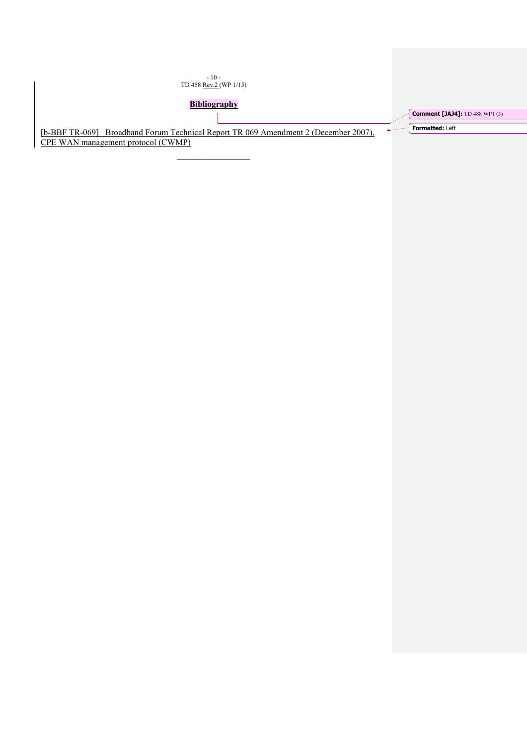## Bibliography

[b-BBF TR-069] Broadband Forum Technical Report TR 069 Amendment 2 (December 2007), CPE WAN management protocol (CWMP)

Comment [JAJ4]: TD 488 WP1 (3)

Formatted: Left